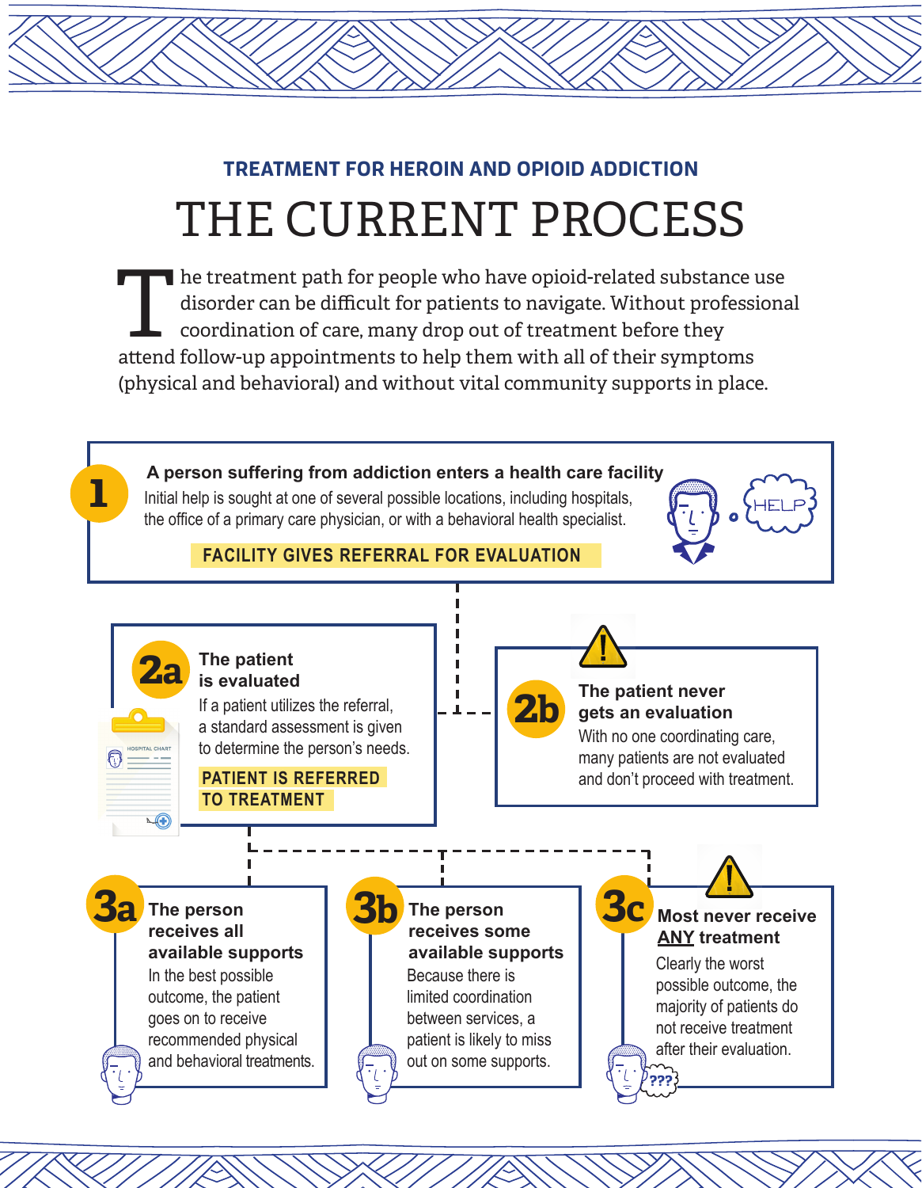**TREATMENT FOR HEROIN AND OPIOID ADDICTION**

# THE CURRENT PROCESS

The treatment path for people who have opioid-related substance use disorder can be difficult for patients to navigate. Without professional coordination of care, many drop out of treatment before they attend follow-up appointments to help them with all of their symptoms (physical and behavioral) and without vital community supports in place.

## 1 A person suffering from addiction enters a health care facility

Initial help is sought at one of several possible locations, including hospitals, the office of a primary care physician, or with a behavioral health specialist.

**FACILITY GIVES REFERRAL FOR EVALUATION**

## 2a The patient is evaluated

If a patient utilizes the referral, a standard assessment is given to determine the person's needs.

**PATIENT IS REFERRED TO TREATMENT**

## 2b The patient never gets an evaluation

With no one coordinating care, many patients are not evaluated and don't proceed with treatment.

## 3a The person receives all available supports

In the best possible outcome, the patient goes on to receive recommended physical and behavioral treatments.

## 3b The person receives some available supports

Because there is limited coordination between services, a patient is likely to miss out on some supports.

## 3c Most never receive ANY treatment

Clearly the worst possible outcome, the majority of patients do not receive treatment after their evaluation.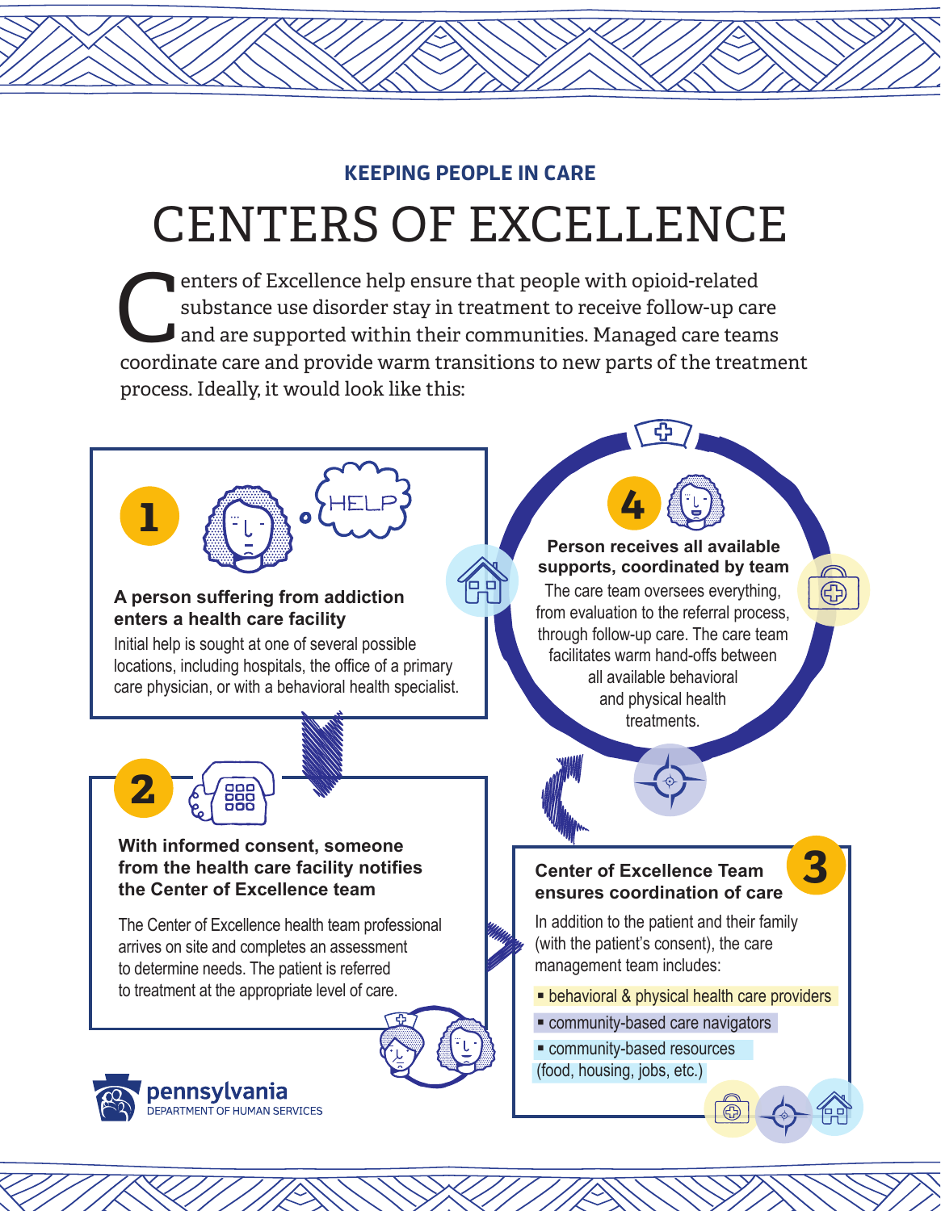KEEPING PEOPLE IN CARE

# CENTERS OF EXCELLENCE

Centers of Excellence help ensure that people with opioid-related substance use disorder stay in treatment to receive follow-up care and are supported within their communities. Managed care teams coordinate care and provide warm transitions to new parts of the treatment process. Ideally, it would look like this:

HELP

## 1

**A person suffering from addiction enters a health care facility**

Initial help is sought at one of several possible locations, including hospitals, the office of a primary care physician, or with a behavioral health specialist.

## 2

**With informed consent, someone from the health care facility notifies the Center of Excellence team**

The Center of Excellence health team professional arrives on site and completes an assessment to determine needs. The patient is referred to treatment at the appropriate level of care.

## 3

**Center of Excellence Team ensures coordination of care**

In addition to the patient and their family (with the patient's consent), the care management team includes:

- behavioral & physical health care providers
- community-based care navigators
- community-based resources (food, housing, jobs, etc.)

## 4

**Person receives all available supports, coordinated by team**

The care team oversees everything, from evaluation to the referral process, through follow-up care. The care team facilitates warm hand-offs between all available behavioral and physical health treatments.

pennsylvania
DEPARTMENT OF HUMAN SERVICES